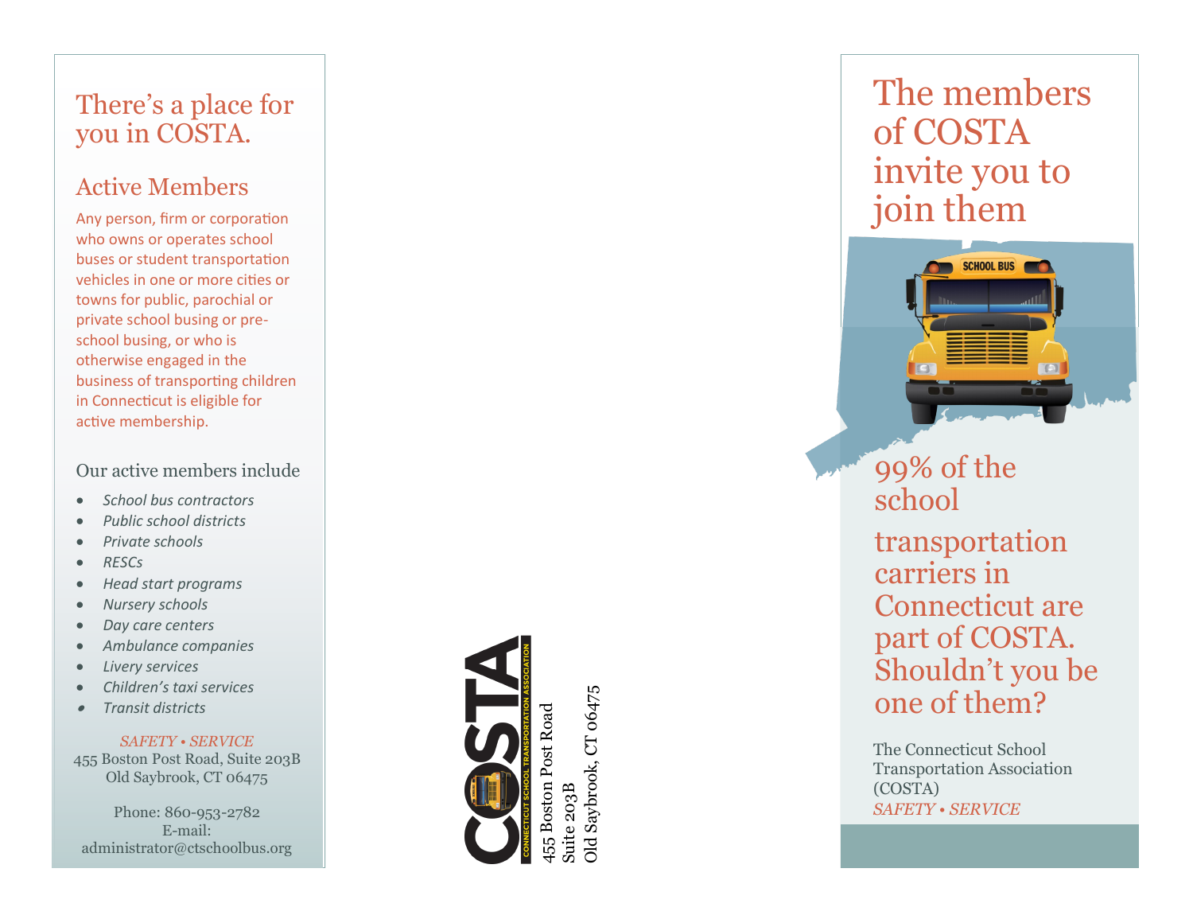# There's a place for you in COSTA.

## Active Members

Any person, firm or corporation who owns or operates school buses or student transportation vehicles in one or more cities or towns for public, parochial or private school busing or pre-school busing, or who is otherwise engaged in the business of transporting children in Connecticut is eligible for active membership.

Our active members include

- *School bus contractors*
- *Public school districts*
- *Private schools*
- *RESCs*
- *Head start programs*
- *Nursery schools*
- *Day care centers*
- *Ambulance companies*
- *Livery services*
- *Children's taxi services*
- *Transit districts*

*SAFETY • SERVICE*
455 Boston Post Road, Suite 203B
Old Saybrook, CT 06475

Phone: 860-953-2782
E-mail:
administrator@ctschoolbus.org

COSTA
CONNECTICUT SCHOOL TRANSPORTATION ASSOCIATION

455 Boston Post Road
Suite 203B
Old Saybrook, CT 06475

# The members of COSTA invite you to join them

99% of the school transportation carriers in Connecticut are part of COSTA. Shouldn't you be one of them?

The Connecticut School Transportation Association (COSTA)
*SAFETY • SERVICE*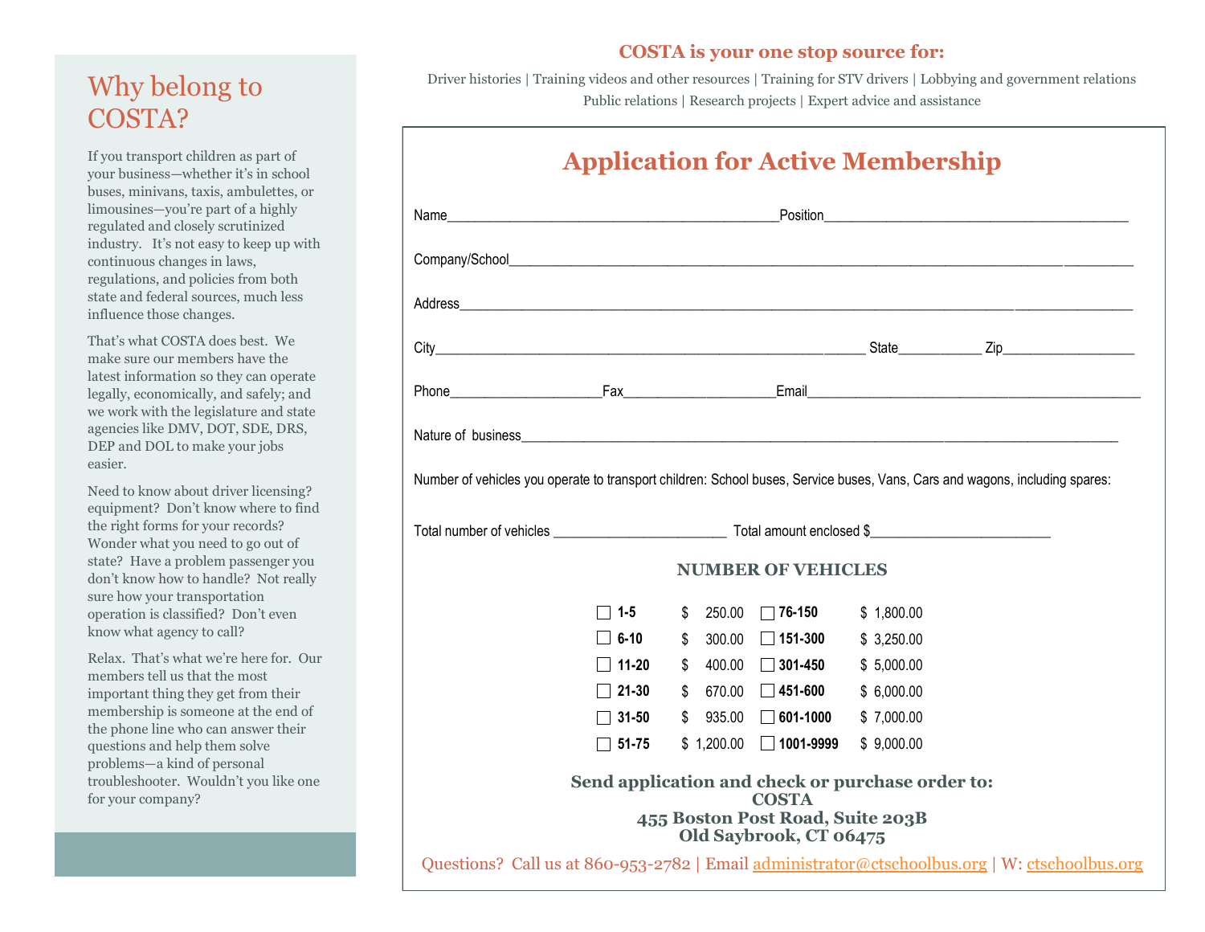## Why belong to COSTA?

If you transport children as part of your business—whether it's in school buses, minivans, taxis, ambulettes, or limousines—you're part of a highly regulated and closely scrutinized industry. It's not easy to keep up with continuous changes in laws, regulations, and policies from both state and federal sources, much less influence those changes.

That's what COSTA does best. We make sure our members have the latest information so they can operate legally, economically, and safely; and we work with the legislature and state agencies like DMV, DOT, SDE, DRS, DEP and DOL to make your jobs easier.

Need to know about driver licensing? equipment? Don't know where to find the right forms for your records? Wonder what you need to go out of state? Have a problem passenger you don't know how to handle? Not really sure how your transportation operation is classified? Don't even know what agency to call?

Relax. That's what we're here for. Our members tell us that the most important thing they get from their membership is someone at the end of the phone line who can answer their questions and help them solve problems—a kind of personal troubleshooter. Wouldn't you like one for your company?

## COSTA is your one stop source for:

Driver histories | Training videos and other resources | Training for STV drivers | Lobbying and government relations
Public relations | Research projects | Expert advice and assistance

# Application for Active Membership

Name________________________________________ Position____________________________________

Company/School________________________________________________________________________

Address_____________________________________________________________________________

City_____________________________________________________ State__________ Zip_________________

Phone___________________ Fax___________________ Email___________________________________________

Nature of business_______________________________________________________________________

Number of vehicles you operate to transport children: School buses, Service buses, Vans, Cars and wagons, including spares:

Total number of vehicles ______________________ Total amount enclosed $________________________

### NUMBER OF VEHICLES

| | | | |
|---|---|---|---|
| ☐ **1-5** | $ 250.00 | ☐ **76-150** | $ 1,800.00 |
| ☐ **6-10** | $ 300.00 | ☐ **151-300** | $ 3,250.00 |
| ☐ **11-20** | $ 400.00 | ☐ **301-450** | $ 5,000.00 |
| ☐ **21-30** | $ 670.00 | ☐ **451-600** | $ 6,000.00 |
| ☐ **31-50** | $ 935.00 | ☐ **601-1000** | $ 7,000.00 |
| ☐ **51-75** | $ 1,200.00 | ☐ **1001-9999** | $ 9,000.00 |

**Send application and check or purchase order to:**
**COSTA**
**455 Boston Post Road, Suite 203B**
**Old Saybrook, CT 06475**

Questions? Call us at 860-953-2782 | Email administrator@ctschoolbus.org | W: ctschoolbus.org